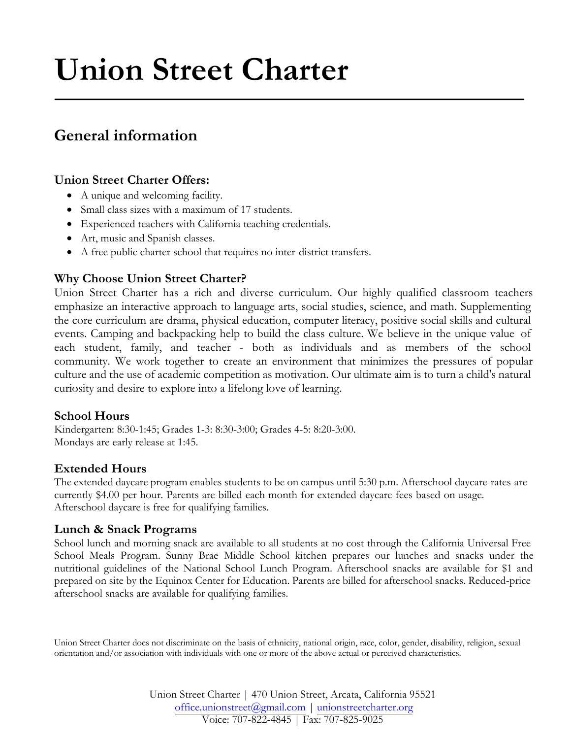# Union Street Charter

## General information

### Union Street Charter Offers:

- A unique and welcoming facility.
- Small class sizes with a maximum of 17 students.
- Experienced teachers with California teaching credentials.
- Art, music and Spanish classes.
- A free public charter school that requires no inter-district transfers.

### Why Choose Union Street Charter?

Union Street Charter has a rich and diverse curriculum. Our highly qualified classroom teachers emphasize an interactive approach to language arts, social studies, science, and math. Supplementing the core curriculum are drama, physical education, computer literacy, positive social skills and cultural events. Camping and backpacking help to build the class culture. We believe in the unique value of each student, family, and teacher - both as individuals and as members of the school community. We work together to create an environment that minimizes the pressures of popular culture and the use of academic competition as motivation. Our ultimate aim is to turn a child's natural curiosity and desire to explore into a lifelong love of learning.

### School Hours

Kindergarten: 8:30-1:45; Grades 1-3: 8:30-3:00; Grades 4-5: 8:20-3:00.
Mondays are early release at 1:45.

### Extended Hours

The extended daycare program enables students to be on campus until 5:30 p.m. Afterschool daycare rates are currently $4.00 per hour. Parents are billed each month for extended daycare fees based on usage. Afterschool daycare is free for qualifying families.

### Lunch & Snack Programs

School lunch and morning snack are available to all students at no cost through the California Universal Free School Meals Program. Sunny Brae Middle School kitchen prepares our lunches and snacks under the nutritional guidelines of the National School Lunch Program. Afterschool snacks are available for $1 and prepared on site by the Equinox Center for Education. Parents are billed for afterschool snacks. Reduced-price afterschool snacks are available for qualifying families.

Union Street Charter does not discriminate on the basis of ethnicity, national origin, race, color, gender, disability, religion, sexual orientation and/or association with individuals with one or more of the above actual or perceived characteristics.

Union Street Charter | 470 Union Street, Arcata, California 95521
office.unionstreet@gmail.com | unionstreetcharter.org
Voice: 707-822-4845 | Fax: 707-825-9025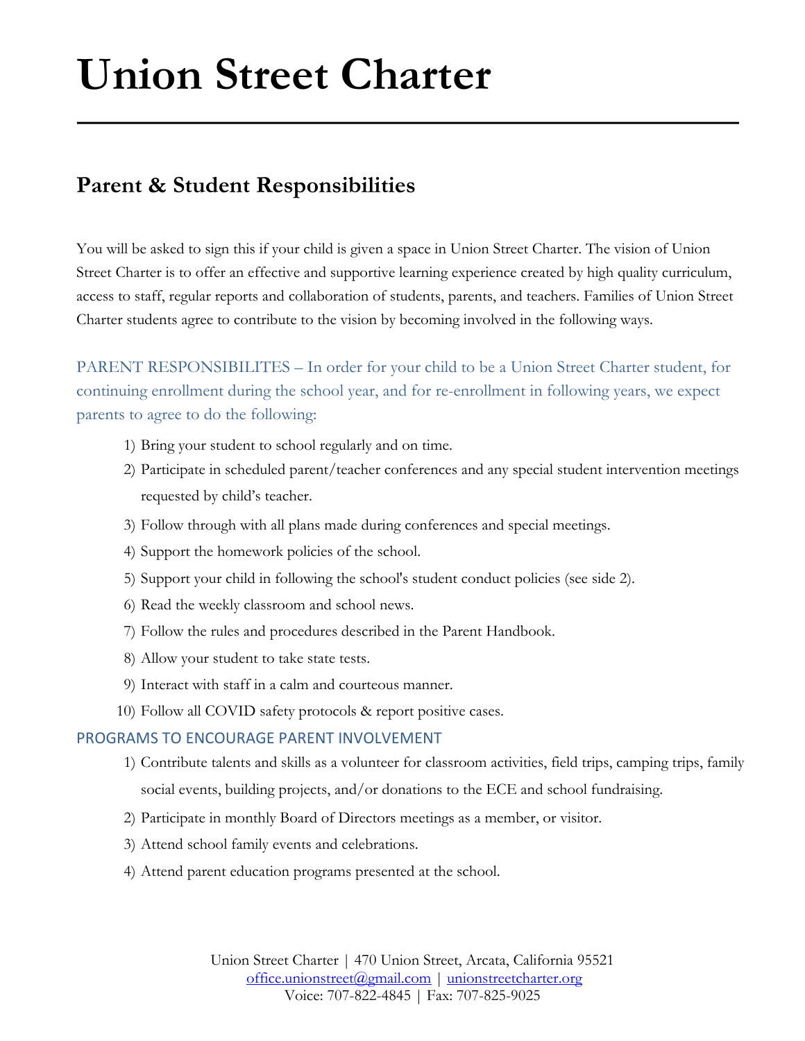# Union Street Charter

## Parent & Student Responsibilities

You will be asked to sign this if your child is given a space in Union Street Charter. The vision of Union Street Charter is to offer an effective and supportive learning experience created by high quality curriculum, access to staff, regular reports and collaboration of students, parents, and teachers. Families of Union Street Charter students agree to contribute to the vision by becoming involved in the following ways.

PARENT RESPONSIBILITES – In order for your child to be a Union Street Charter student, for continuing enrollment during the school year, and for re-enrollment in following years, we expect parents to agree to do the following:

1) Bring your student to school regularly and on time.
2) Participate in scheduled parent/teacher conferences and any special student intervention meetings requested by child's teacher.
3) Follow through with all plans made during conferences and special meetings.
4) Support the homework policies of the school.
5) Support your child in following the school's student conduct policies (see side 2).
6) Read the weekly classroom and school news.
7) Follow the rules and procedures described in the Parent Handbook.
8) Allow your student to take state tests.
9) Interact with staff in a calm and courteous manner.
10) Follow all COVID safety protocols & report positive cases.

### PROGRAMS TO ENCOURAGE PARENT INVOLVEMENT

1) Contribute talents and skills as a volunteer for classroom activities, field trips, camping trips, family social events, building projects, and/or donations to the ECE and school fundraising.
2) Participate in monthly Board of Directors meetings as a member, or visitor.
3) Attend school family events and celebrations.
4) Attend parent education programs presented at the school.

Union Street Charter | 470 Union Street, Arcata, California 95521
office.unionstreet@gmail.com | unionstreetcharter.org
Voice: 707-822-4845 | Fax: 707-825-9025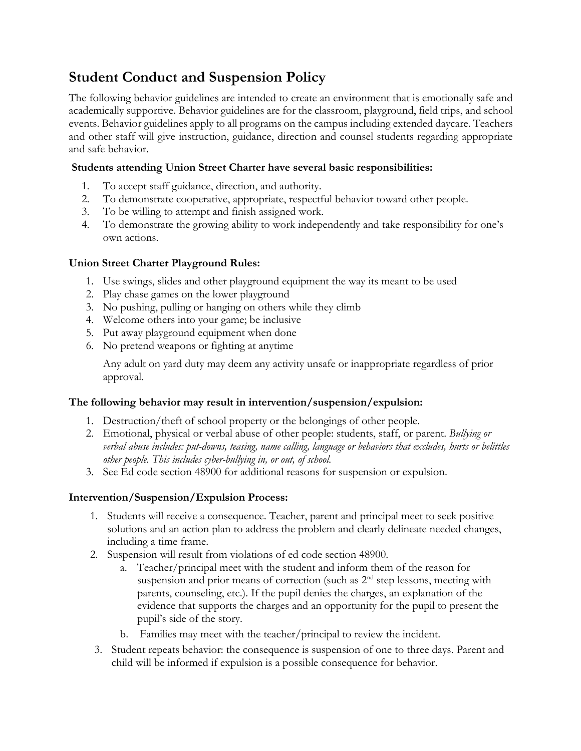## Student Conduct and Suspension Policy

The following behavior guidelines are intended to create an environment that is emotionally safe and academically supportive. Behavior guidelines are for the classroom, playground, field trips, and school events. Behavior guidelines apply to all programs on the campus including extended daycare. Teachers and other staff will give instruction, guidance, direction and counsel students regarding appropriate and safe behavior.

**Students attending Union Street Charter have several basic responsibilities:**

1. To accept staff guidance, direction, and authority.
2. To demonstrate cooperative, appropriate, respectful behavior toward other people.
3. To be willing to attempt and finish assigned work.
4. To demonstrate the growing ability to work independently and take responsibility for one's own actions.

**Union Street Charter Playground Rules:**

1. Use swings, slides and other playground equipment the way its meant to be used
2. Play chase games on the lower playground
3. No pushing, pulling or hanging on others while they climb
4. Welcome others into your game; be inclusive
5. Put away playground equipment when done
6. No pretend weapons or fighting at anytime

   Any adult on yard duty may deem any activity unsafe or inappropriate regardless of prior approval.

**The following behavior may result in intervention/suspension/expulsion:**

1. Destruction/theft of school property or the belongings of other people.
2. Emotional, physical or verbal abuse of other people: students, staff, or parent. *Bullying or verbal abuse includes: put-downs, teasing, name calling, language or behaviors that excludes, hurts or belittles other people. This includes cyber-bullying in, or out, of school.*
3. See Ed code section 48900 for additional reasons for suspension or expulsion.

**Intervention/Suspension/Expulsion Process:**

1. Students will receive a consequence. Teacher, parent and principal meet to seek positive solutions and an action plan to address the problem and clearly delineate needed changes, including a time frame.
2. Suspension will result from violations of ed code section 48900.
   a. Teacher/principal meet with the student and inform them of the reason for suspension and prior means of correction (such as 2nd step lessons, meeting with parents, counseling, etc.). If the pupil denies the charges, an explanation of the evidence that supports the charges and an opportunity for the pupil to present the pupil's side of the story.
   b. Families may meet with the teacher/principal to review the incident.
3. Student repeats behavior: the consequence is suspension of one to three days. Parent and child will be informed if expulsion is a possible consequence for behavior.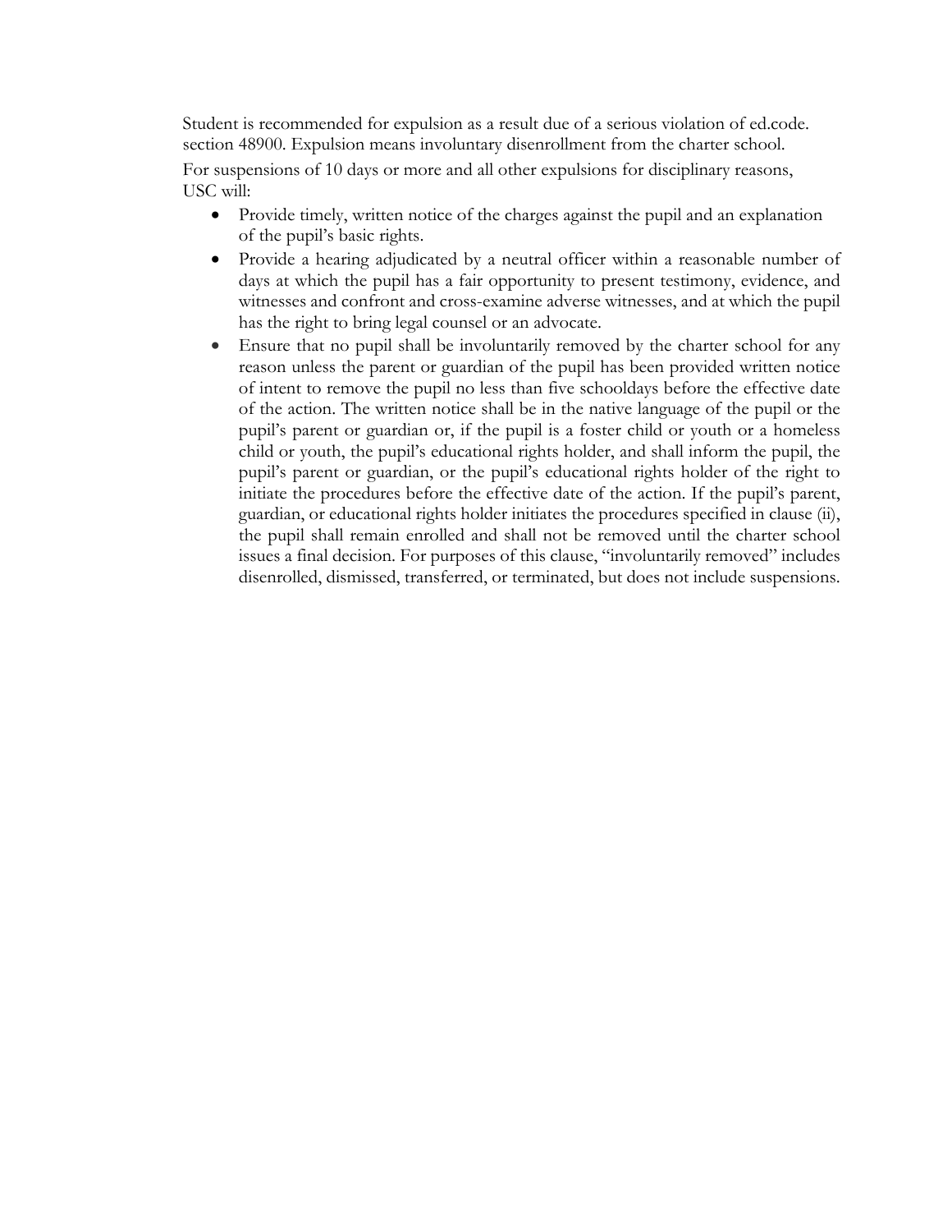Student is recommended for expulsion as a result due of a serious violation of ed.code. section 48900. Expulsion means involuntary disenrollment from the charter school.

For suspensions of 10 days or more and all other expulsions for disciplinary reasons, USC will:

- Provide timely, written notice of the charges against the pupil and an explanation of the pupil's basic rights.
- Provide a hearing adjudicated by a neutral officer within a reasonable number of days at which the pupil has a fair opportunity to present testimony, evidence, and witnesses and confront and cross-examine adverse witnesses, and at which the pupil has the right to bring legal counsel or an advocate.
- Ensure that no pupil shall be involuntarily removed by the charter school for any reason unless the parent or guardian of the pupil has been provided written notice of intent to remove the pupil no less than five schooldays before the effective date of the action. The written notice shall be in the native language of the pupil or the pupil's parent or guardian or, if the pupil is a foster child or youth or a homeless child or youth, the pupil's educational rights holder, and shall inform the pupil, the pupil's parent or guardian, or the pupil's educational rights holder of the right to initiate the procedures before the effective date of the action. If the pupil's parent, guardian, or educational rights holder initiates the procedures specified in clause (ii), the pupil shall remain enrolled and shall not be removed until the charter school issues a final decision. For purposes of this clause, "involuntarily removed" includes disenrolled, dismissed, transferred, or terminated, but does not include suspensions.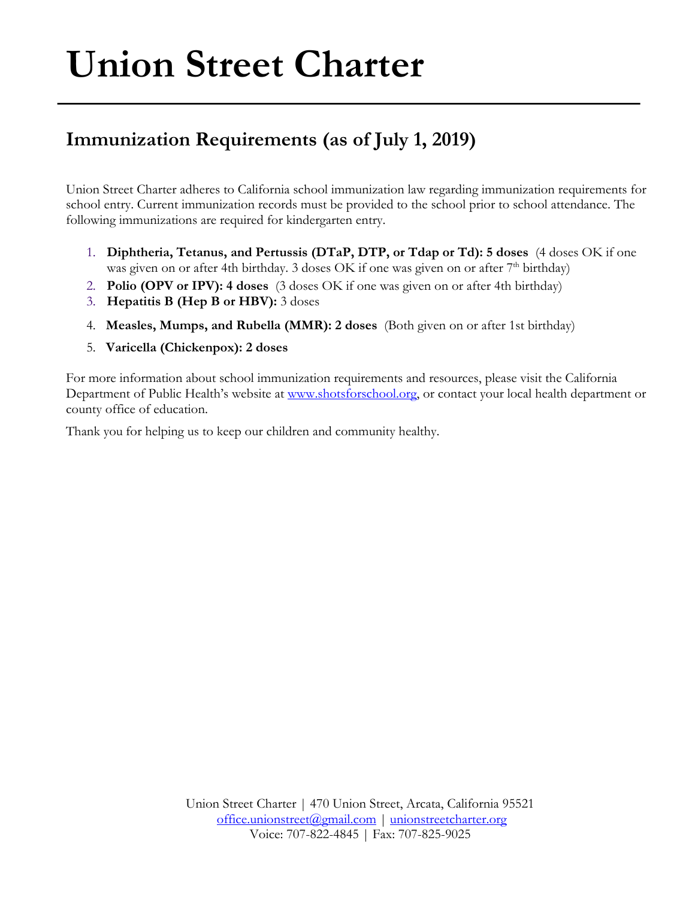# Union Street Charter

## Immunization Requirements (as of July 1, 2019)

Union Street Charter adheres to California school immunization law regarding immunization requirements for school entry. Current immunization records must be provided to the school prior to school attendance. The following immunizations are required for kindergarten entry.

1. **Diphtheria, Tetanus, and Pertussis (DTaP, DTP, or Tdap or Td): 5 doses** (4 doses OK if one was given on or after 4th birthday. 3 doses OK if one was given on or after 7th birthday)
2. **Polio (OPV or IPV): 4 doses** (3 doses OK if one was given on or after 4th birthday)
3. **Hepatitis B (Hep B or HBV):** 3 doses
4. **Measles, Mumps, and Rubella (MMR): 2 doses** (Both given on or after 1st birthday)
5. **Varicella (Chickenpox): 2 doses**

For more information about school immunization requirements and resources, please visit the California Department of Public Health's website at www.shotsforschool.org, or contact your local health department or county office of education.

Thank you for helping us to keep our children and community healthy.

Union Street Charter | 470 Union Street, Arcata, California 95521
office.unionstreet@gmail.com | unionstreetcharter.org
Voice: 707-822-4845 | Fax: 707-825-9025